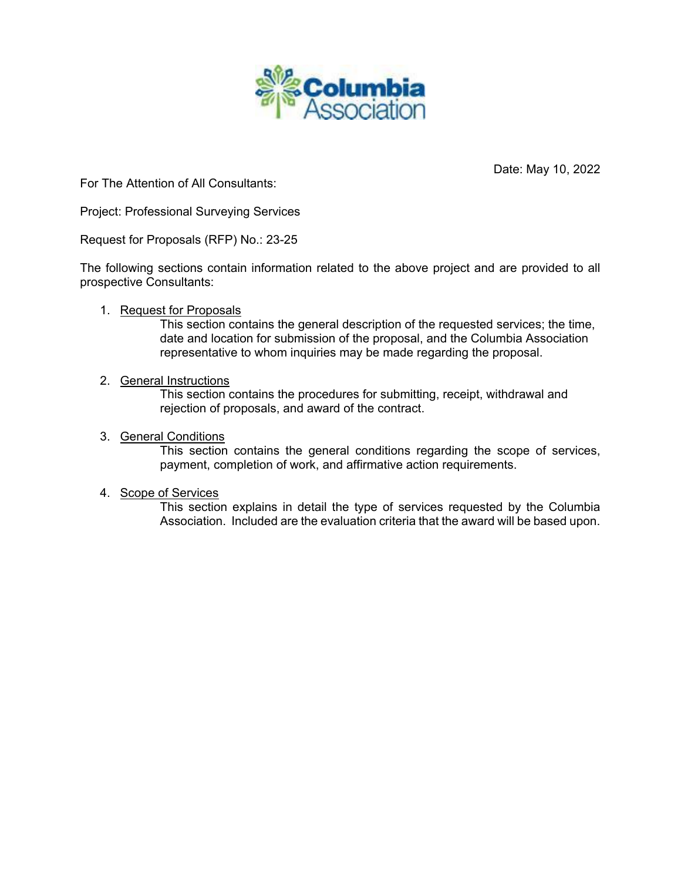Columbia Association

Date: May 10, 2022

For The Attention of All Consultants:

Project: Professional Surveying Services

Request for Proposals (RFP) No.: 23-25

The following sections contain information related to the above project and are provided to all prospective Consultants:

1. <u>Request for Proposals</u>
   This section contains the general description of the requested services; the time, date and location for submission of the proposal, and the Columbia Association representative to whom inquiries may be made regarding the proposal.

2. <u>General Instructions</u>
   This section contains the procedures for submitting, receipt, withdrawal and rejection of proposals, and award of the contract.

3. <u>General Conditions</u>
   This section contains the general conditions regarding the scope of services, payment, completion of work, and affirmative action requirements.

4. <u>Scope of Services</u>
   This section explains in detail the type of services requested by the Columbia Association. Included are the evaluation criteria that the award will be based upon.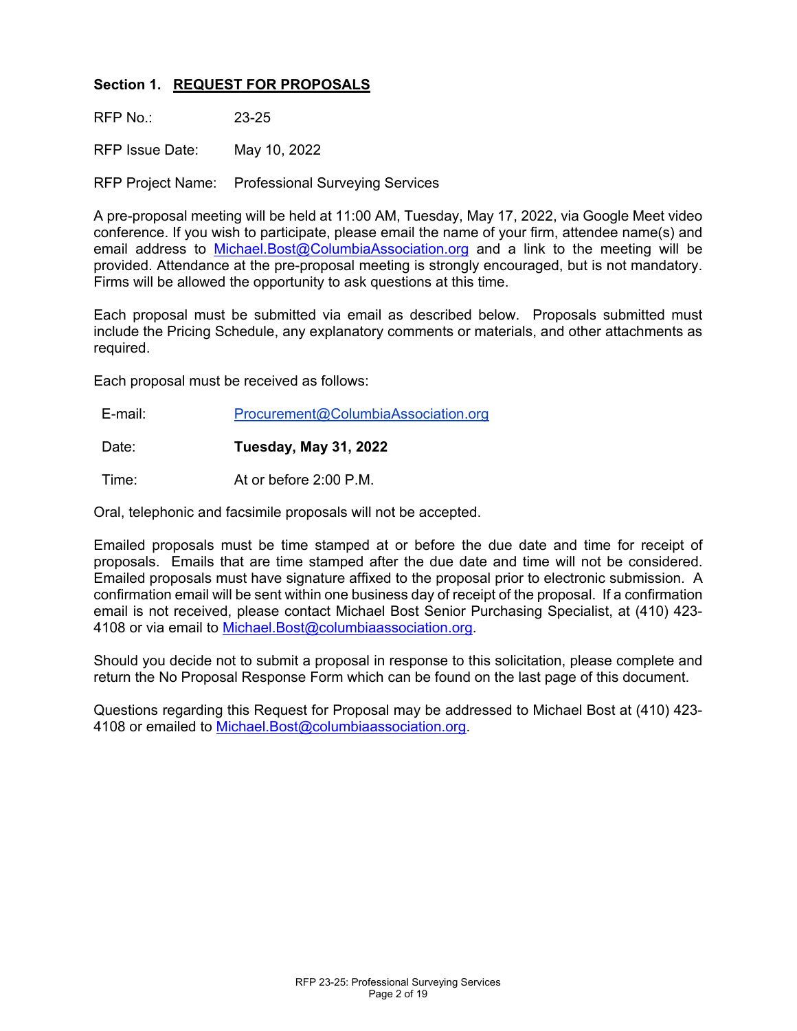### Section 1. REQUEST FOR PROPOSALS

RFP No.: 23-25

RFP Issue Date: May 10, 2022

RFP Project Name: Professional Surveying Services

A pre-proposal meeting will be held at 11:00 AM, Tuesday, May 17, 2022, via Google Meet video conference. If you wish to participate, please email the name of your firm, attendee name(s) and email address to Michael.Bost@ColumbiaAssociation.org and a link to the meeting will be provided. Attendance at the pre-proposal meeting is strongly encouraged, but is not mandatory. Firms will be allowed the opportunity to ask questions at this time.

Each proposal must be submitted via email as described below. Proposals submitted must include the Pricing Schedule, any explanatory comments or materials, and other attachments as required.

Each proposal must be received as follows:

| | |
|---|---|
| E-mail: | Procurement@ColumbiaAssociation.org |
| Date: | **Tuesday, May 31, 2022** |
| Time: | At or before 2:00 P.M. |

Oral, telephonic and facsimile proposals will not be accepted.

Emailed proposals must be time stamped at or before the due date and time for receipt of proposals. Emails that are time stamped after the due date and time will not be considered. Emailed proposals must have signature affixed to the proposal prior to electronic submission. A confirmation email will be sent within one business day of receipt of the proposal. If a confirmation email is not received, please contact Michael Bost Senior Purchasing Specialist, at (410) 423-4108 or via email to Michael.Bost@columbiaassociation.org.

Should you decide not to submit a proposal in response to this solicitation, please complete and return the No Proposal Response Form which can be found on the last page of this document.

Questions regarding this Request for Proposal may be addressed to Michael Bost at (410) 423-4108 or emailed to Michael.Bost@columbiaassociation.org.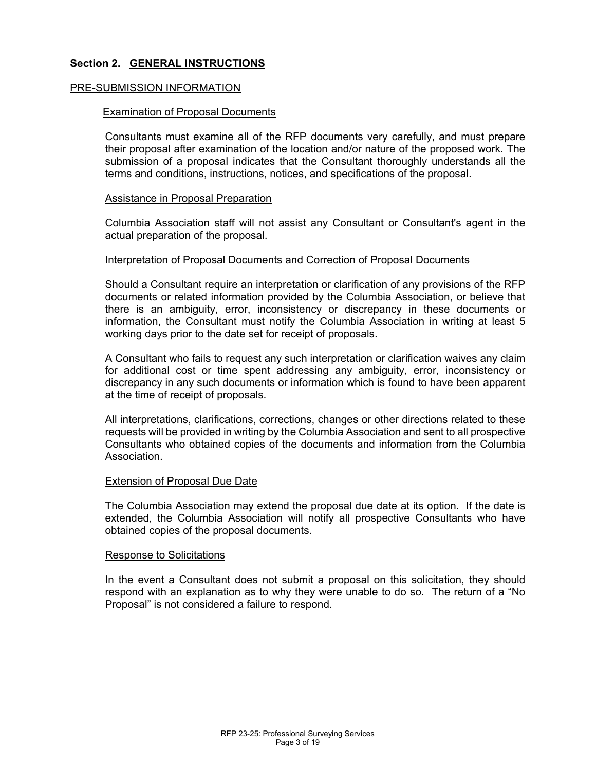## Section 2. GENERAL INSTRUCTIONS

### PRE-SUBMISSION INFORMATION

#### Examination of Proposal Documents

Consultants must examine all of the RFP documents very carefully, and must prepare their proposal after examination of the location and/or nature of the proposed work. The submission of a proposal indicates that the Consultant thoroughly understands all the terms and conditions, instructions, notices, and specifications of the proposal.

#### Assistance in Proposal Preparation

Columbia Association staff will not assist any Consultant or Consultant's agent in the actual preparation of the proposal.

#### Interpretation of Proposal Documents and Correction of Proposal Documents

Should a Consultant require an interpretation or clarification of any provisions of the RFP documents or related information provided by the Columbia Association, or believe that there is an ambiguity, error, inconsistency or discrepancy in these documents or information, the Consultant must notify the Columbia Association in writing at least 5 working days prior to the date set for receipt of proposals.

A Consultant who fails to request any such interpretation or clarification waives any claim for additional cost or time spent addressing any ambiguity, error, inconsistency or discrepancy in any such documents or information which is found to have been apparent at the time of receipt of proposals.

All interpretations, clarifications, corrections, changes or other directions related to these requests will be provided in writing by the Columbia Association and sent to all prospective Consultants who obtained copies of the documents and information from the Columbia Association.

#### Extension of Proposal Due Date

The Columbia Association may extend the proposal due date at its option. If the date is extended, the Columbia Association will notify all prospective Consultants who have obtained copies of the proposal documents.

#### Response to Solicitations

In the event a Consultant does not submit a proposal on this solicitation, they should respond with an explanation as to why they were unable to do so. The return of a "No Proposal" is not considered a failure to respond.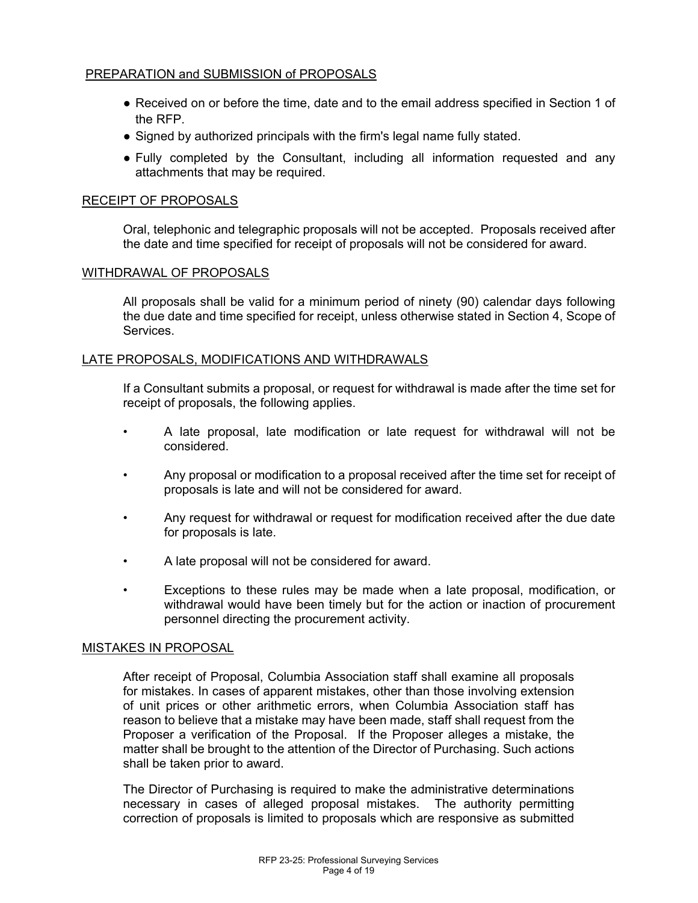## PREPARATION and SUBMISSION of PROPOSALS

- Received on or before the time, date and to the email address specified in Section 1 of the RFP.
- Signed by authorized principals with the firm's legal name fully stated.
- Fully completed by the Consultant, including all information requested and any attachments that may be required.

## RECEIPT OF PROPOSALS

Oral, telephonic and telegraphic proposals will not be accepted. Proposals received after the date and time specified for receipt of proposals will not be considered for award.

## WITHDRAWAL OF PROPOSALS

All proposals shall be valid for a minimum period of ninety (90) calendar days following the due date and time specified for receipt, unless otherwise stated in Section 4, Scope of Services.

## LATE PROPOSALS, MODIFICATIONS AND WITHDRAWALS

If a Consultant submits a proposal, or request for withdrawal is made after the time set for receipt of proposals, the following applies.

- A late proposal, late modification or late request for withdrawal will not be considered.
- Any proposal or modification to a proposal received after the time set for receipt of proposals is late and will not be considered for award.
- Any request for withdrawal or request for modification received after the due date for proposals is late.
- A late proposal will not be considered for award.
- Exceptions to these rules may be made when a late proposal, modification, or withdrawal would have been timely but for the action or inaction of procurement personnel directing the procurement activity.

## MISTAKES IN PROPOSAL

After receipt of Proposal, Columbia Association staff shall examine all proposals for mistakes. In cases of apparent mistakes, other than those involving extension of unit prices or other arithmetic errors, when Columbia Association staff has reason to believe that a mistake may have been made, staff shall request from the Proposer a verification of the Proposal. If the Proposer alleges a mistake, the matter shall be brought to the attention of the Director of Purchasing. Such actions shall be taken prior to award.

The Director of Purchasing is required to make the administrative determinations necessary in cases of alleged proposal mistakes. The authority permitting correction of proposals is limited to proposals which are responsive as submitted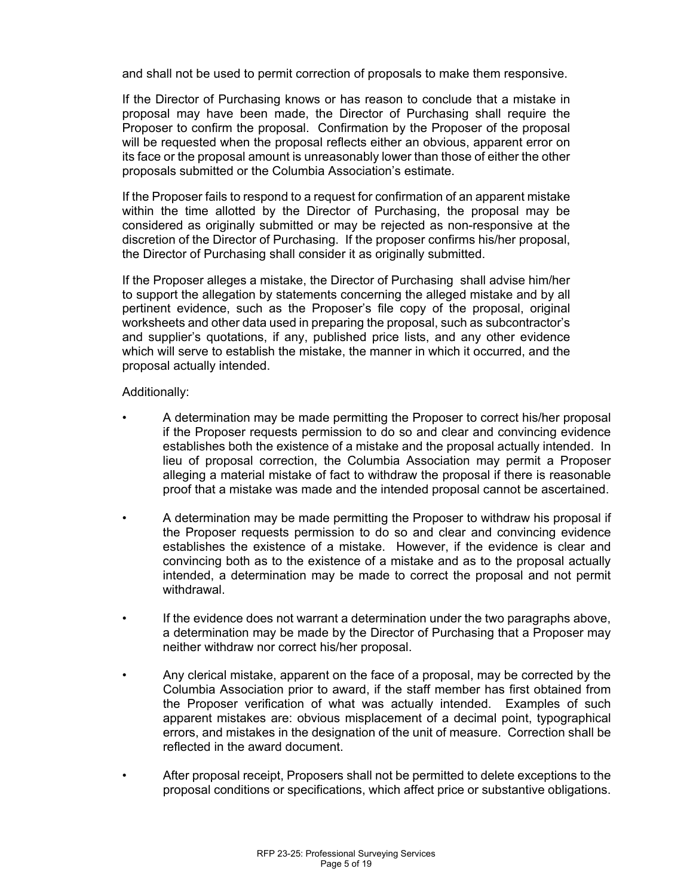and shall not be used to permit correction of proposals to make them responsive.

If the Director of Purchasing knows or has reason to conclude that a mistake in proposal may have been made, the Director of Purchasing shall require the Proposer to confirm the proposal. Confirmation by the Proposer of the proposal will be requested when the proposal reflects either an obvious, apparent error on its face or the proposal amount is unreasonably lower than those of either the other proposals submitted or the Columbia Association's estimate.

If the Proposer fails to respond to a request for confirmation of an apparent mistake within the time allotted by the Director of Purchasing, the proposal may be considered as originally submitted or may be rejected as non-responsive at the discretion of the Director of Purchasing. If the proposer confirms his/her proposal, the Director of Purchasing shall consider it as originally submitted.

If the Proposer alleges a mistake, the Director of Purchasing shall advise him/her to support the allegation by statements concerning the alleged mistake and by all pertinent evidence, such as the Proposer's file copy of the proposal, original worksheets and other data used in preparing the proposal, such as subcontractor's and supplier's quotations, if any, published price lists, and any other evidence which will serve to establish the mistake, the manner in which it occurred, and the proposal actually intended.

Additionally:

- A determination may be made permitting the Proposer to correct his/her proposal if the Proposer requests permission to do so and clear and convincing evidence establishes both the existence of a mistake and the proposal actually intended. In lieu of proposal correction, the Columbia Association may permit a Proposer alleging a material mistake of fact to withdraw the proposal if there is reasonable proof that a mistake was made and the intended proposal cannot be ascertained.
- A determination may be made permitting the Proposer to withdraw his proposal if the Proposer requests permission to do so and clear and convincing evidence establishes the existence of a mistake. However, if the evidence is clear and convincing both as to the existence of a mistake and as to the proposal actually intended, a determination may be made to correct the proposal and not permit withdrawal.
- If the evidence does not warrant a determination under the two paragraphs above, a determination may be made by the Director of Purchasing that a Proposer may neither withdraw nor correct his/her proposal.
- Any clerical mistake, apparent on the face of a proposal, may be corrected by the Columbia Association prior to award, if the staff member has first obtained from the Proposer verification of what was actually intended. Examples of such apparent mistakes are: obvious misplacement of a decimal point, typographical errors, and mistakes in the designation of the unit of measure. Correction shall be reflected in the award document.
- After proposal receipt, Proposers shall not be permitted to delete exceptions to the proposal conditions or specifications, which affect price or substantive obligations.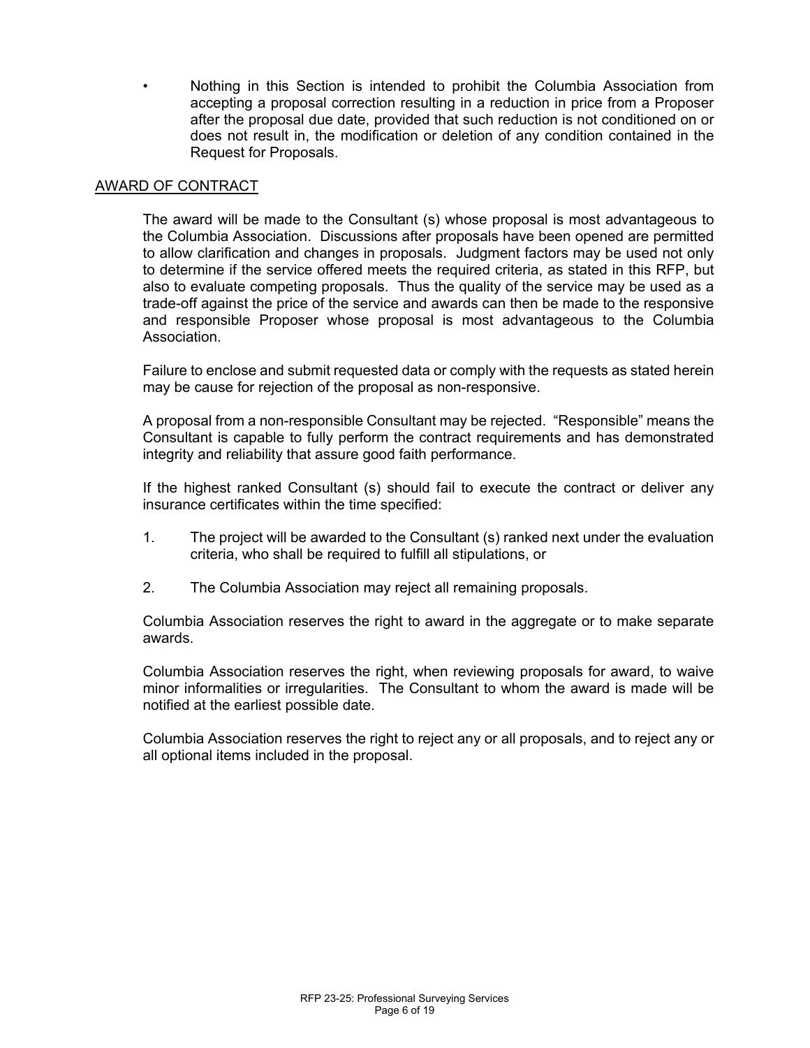- Nothing in this Section is intended to prohibit the Columbia Association from accepting a proposal correction resulting in a reduction in price from a Proposer after the proposal due date, provided that such reduction is not conditioned on or does not result in, the modification or deletion of any condition contained in the Request for Proposals.

## AWARD OF CONTRACT

The award will be made to the Consultant (s) whose proposal is most advantageous to the Columbia Association. Discussions after proposals have been opened are permitted to allow clarification and changes in proposals. Judgment factors may be used not only to determine if the service offered meets the required criteria, as stated in this RFP, but also to evaluate competing proposals. Thus the quality of the service may be used as a trade-off against the price of the service and awards can then be made to the responsive and responsible Proposer whose proposal is most advantageous to the Columbia Association.

Failure to enclose and submit requested data or comply with the requests as stated herein may be cause for rejection of the proposal as non-responsive.

A proposal from a non-responsible Consultant may be rejected. "Responsible" means the Consultant is capable to fully perform the contract requirements and has demonstrated integrity and reliability that assure good faith performance.

If the highest ranked Consultant (s) should fail to execute the contract or deliver any insurance certificates within the time specified:

1. The project will be awarded to the Consultant (s) ranked next under the evaluation criteria, who shall be required to fulfill all stipulations, or

2. The Columbia Association may reject all remaining proposals.

Columbia Association reserves the right to award in the aggregate or to make separate awards.

Columbia Association reserves the right, when reviewing proposals for award, to waive minor informalities or irregularities. The Consultant to whom the award is made will be notified at the earliest possible date.

Columbia Association reserves the right to reject any or all proposals, and to reject any or all optional items included in the proposal.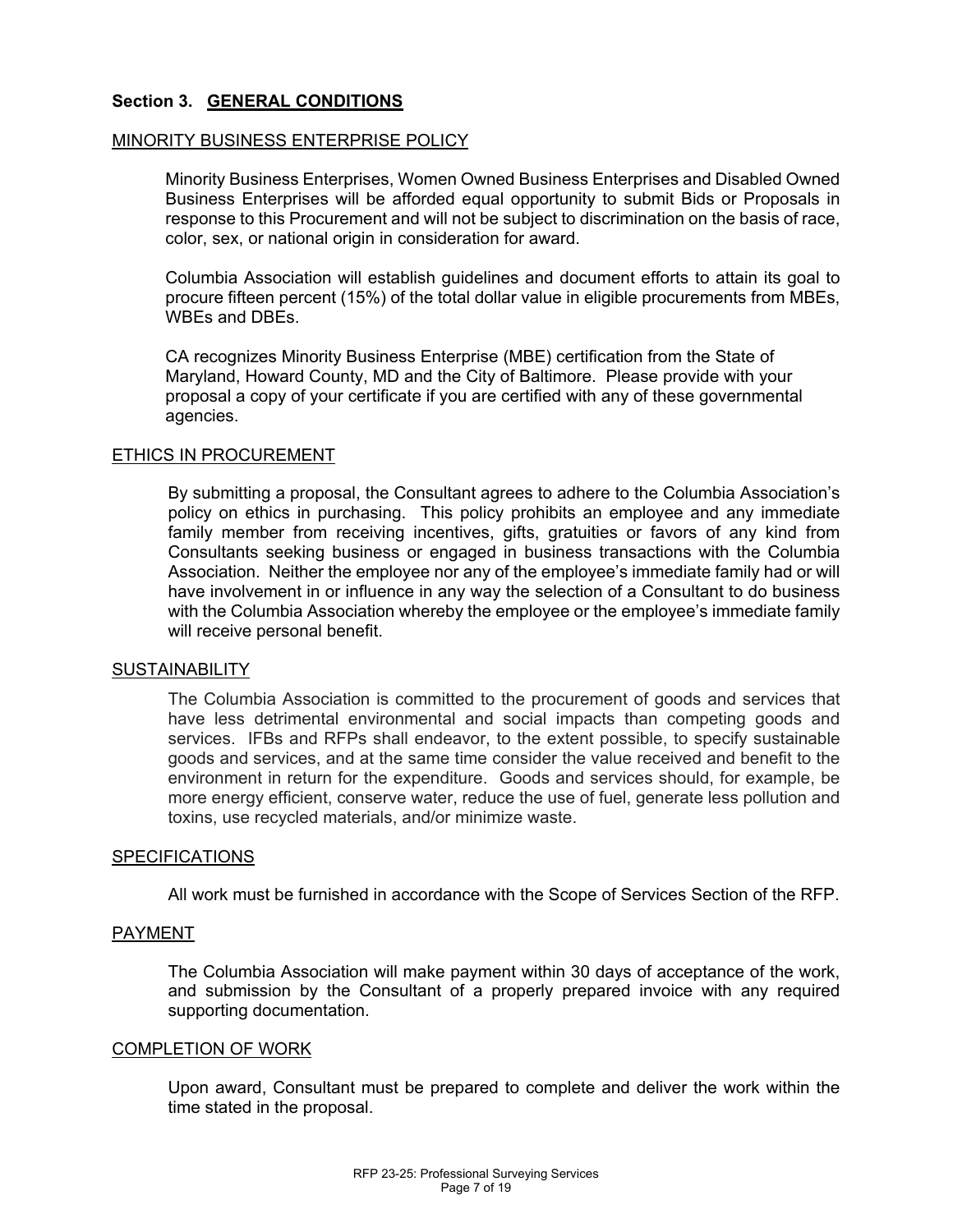## Section 3. GENERAL CONDITIONS

### MINORITY BUSINESS ENTERPRISE POLICY

Minority Business Enterprises, Women Owned Business Enterprises and Disabled Owned Business Enterprises will be afforded equal opportunity to submit Bids or Proposals in response to this Procurement and will not be subject to discrimination on the basis of race, color, sex, or national origin in consideration for award.

Columbia Association will establish guidelines and document efforts to attain its goal to procure fifteen percent (15%) of the total dollar value in eligible procurements from MBEs, WBEs and DBEs.

CA recognizes Minority Business Enterprise (MBE) certification from the State of Maryland, Howard County, MD and the City of Baltimore. Please provide with your proposal a copy of your certificate if you are certified with any of these governmental agencies.

### ETHICS IN PROCUREMENT

By submitting a proposal, the Consultant agrees to adhere to the Columbia Association's policy on ethics in purchasing. This policy prohibits an employee and any immediate family member from receiving incentives, gifts, gratuities or favors of any kind from Consultants seeking business or engaged in business transactions with the Columbia Association. Neither the employee nor any of the employee's immediate family had or will have involvement in or influence in any way the selection of a Consultant to do business with the Columbia Association whereby the employee or the employee's immediate family will receive personal benefit.

### SUSTAINABILITY

The Columbia Association is committed to the procurement of goods and services that have less detrimental environmental and social impacts than competing goods and services. IFBs and RFPs shall endeavor, to the extent possible, to specify sustainable goods and services, and at the same time consider the value received and benefit to the environment in return for the expenditure. Goods and services should, for example, be more energy efficient, conserve water, reduce the use of fuel, generate less pollution and toxins, use recycled materials, and/or minimize waste.

### SPECIFICATIONS

All work must be furnished in accordance with the Scope of Services Section of the RFP.

### PAYMENT

The Columbia Association will make payment within 30 days of acceptance of the work, and submission by the Consultant of a properly prepared invoice with any required supporting documentation.

### COMPLETION OF WORK

Upon award, Consultant must be prepared to complete and deliver the work within the time stated in the proposal.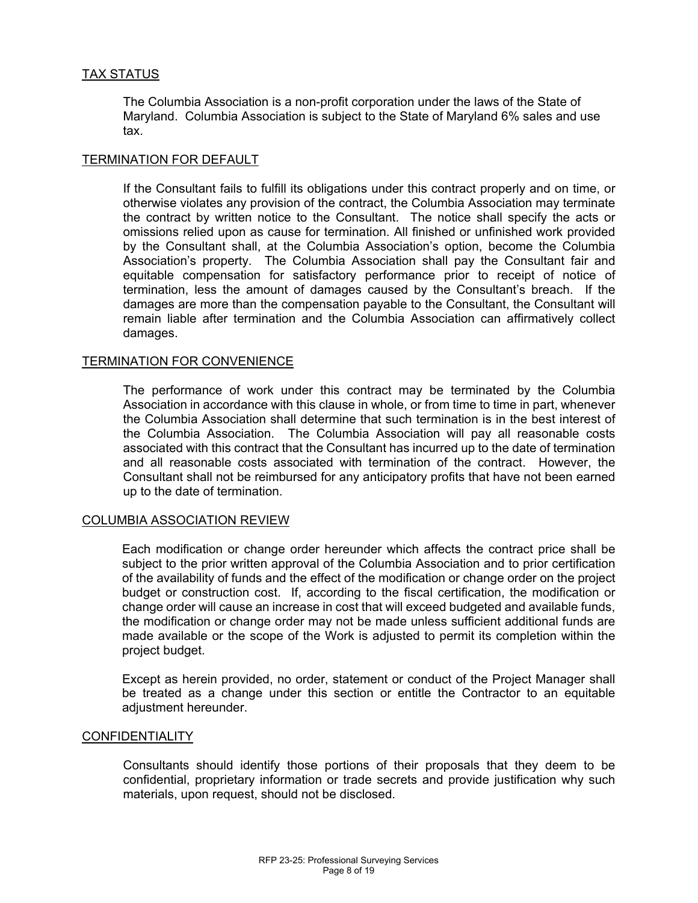## TAX STATUS

The Columbia Association is a non-profit corporation under the laws of the State of Maryland. Columbia Association is subject to the State of Maryland 6% sales and use tax.

## TERMINATION FOR DEFAULT

If the Consultant fails to fulfill its obligations under this contract properly and on time, or otherwise violates any provision of the contract, the Columbia Association may terminate the contract by written notice to the Consultant. The notice shall specify the acts or omissions relied upon as cause for termination. All finished or unfinished work provided by the Consultant shall, at the Columbia Association's option, become the Columbia Association's property. The Columbia Association shall pay the Consultant fair and equitable compensation for satisfactory performance prior to receipt of notice of termination, less the amount of damages caused by the Consultant's breach. If the damages are more than the compensation payable to the Consultant, the Consultant will remain liable after termination and the Columbia Association can affirmatively collect damages.

## TERMINATION FOR CONVENIENCE

The performance of work under this contract may be terminated by the Columbia Association in accordance with this clause in whole, or from time to time in part, whenever the Columbia Association shall determine that such termination is in the best interest of the Columbia Association. The Columbia Association will pay all reasonable costs associated with this contract that the Consultant has incurred up to the date of termination and all reasonable costs associated with termination of the contract. However, the Consultant shall not be reimbursed for any anticipatory profits that have not been earned up to the date of termination.

## COLUMBIA ASSOCIATION REVIEW

Each modification or change order hereunder which affects the contract price shall be subject to the prior written approval of the Columbia Association and to prior certification of the availability of funds and the effect of the modification or change order on the project budget or construction cost. If, according to the fiscal certification, the modification or change order will cause an increase in cost that will exceed budgeted and available funds, the modification or change order may not be made unless sufficient additional funds are made available or the scope of the Work is adjusted to permit its completion within the project budget.

Except as herein provided, no order, statement or conduct of the Project Manager shall be treated as a change under this section or entitle the Contractor to an equitable adjustment hereunder.

## CONFIDENTIALITY

Consultants should identify those portions of their proposals that they deem to be confidential, proprietary information or trade secrets and provide justification why such materials, upon request, should not be disclosed.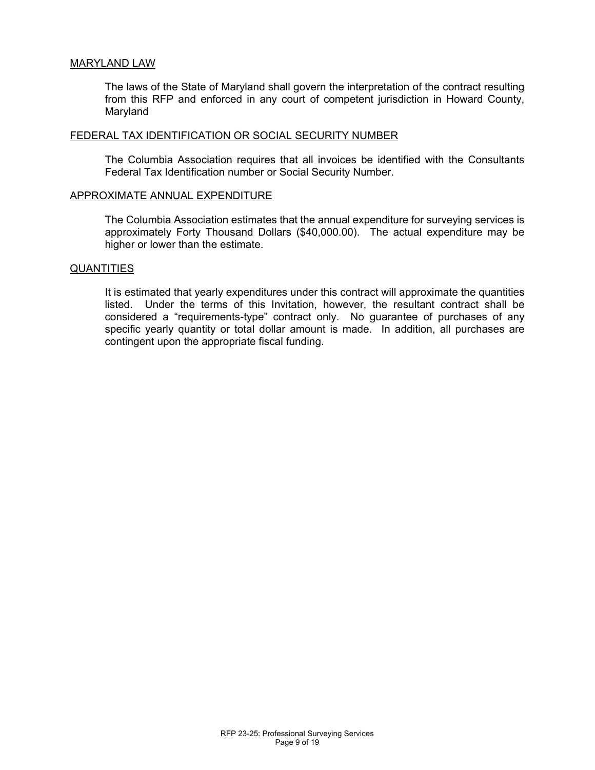## MARYLAND LAW

The laws of the State of Maryland shall govern the interpretation of the contract resulting from this RFP and enforced in any court of competent jurisdiction in Howard County, Maryland

## FEDERAL TAX IDENTIFICATION OR SOCIAL SECURITY NUMBER

The Columbia Association requires that all invoices be identified with the Consultants Federal Tax Identification number or Social Security Number.

## APPROXIMATE ANNUAL EXPENDITURE

The Columbia Association estimates that the annual expenditure for surveying services is approximately Forty Thousand Dollars ($40,000.00). The actual expenditure may be higher or lower than the estimate.

## QUANTITIES

It is estimated that yearly expenditures under this contract will approximate the quantities listed. Under the terms of this Invitation, however, the resultant contract shall be considered a "requirements-type" contract only. No guarantee of purchases of any specific yearly quantity or total dollar amount is made. In addition, all purchases are contingent upon the appropriate fiscal funding.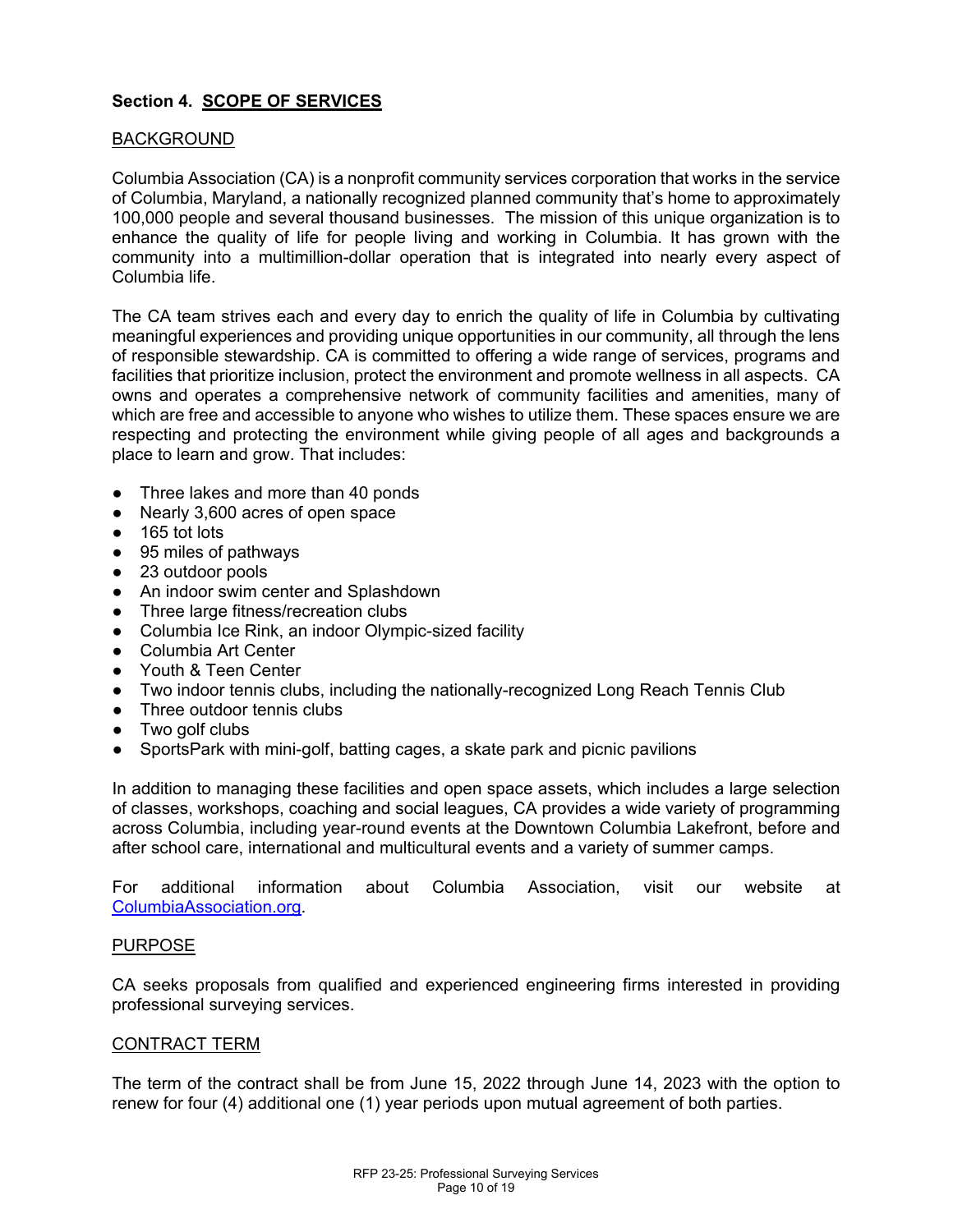## Section 4. SCOPE OF SERVICES

### BACKGROUND

Columbia Association (CA) is a nonprofit community services corporation that works in the service of Columbia, Maryland, a nationally recognized planned community that's home to approximately 100,000 people and several thousand businesses. The mission of this unique organization is to enhance the quality of life for people living and working in Columbia. It has grown with the community into a multimillion-dollar operation that is integrated into nearly every aspect of Columbia life.

The CA team strives each and every day to enrich the quality of life in Columbia by cultivating meaningful experiences and providing unique opportunities in our community, all through the lens of responsible stewardship. CA is committed to offering a wide range of services, programs and facilities that prioritize inclusion, protect the environment and promote wellness in all aspects. CA owns and operates a comprehensive network of community facilities and amenities, many of which are free and accessible to anyone who wishes to utilize them. These spaces ensure we are respecting and protecting the environment while giving people of all ages and backgrounds a place to learn and grow. That includes:

- Three lakes and more than 40 ponds
- Nearly 3,600 acres of open space
- 165 tot lots
- 95 miles of pathways
- 23 outdoor pools
- An indoor swim center and Splashdown
- Three large fitness/recreation clubs
- Columbia Ice Rink, an indoor Olympic-sized facility
- Columbia Art Center
- Youth & Teen Center
- Two indoor tennis clubs, including the nationally-recognized Long Reach Tennis Club
- Three outdoor tennis clubs
- Two golf clubs
- SportsPark with mini-golf, batting cages, a skate park and picnic pavilions

In addition to managing these facilities and open space assets, which includes a large selection of classes, workshops, coaching and social leagues, CA provides a wide variety of programming across Columbia, including year-round events at the Downtown Columbia Lakefront, before and after school care, international and multicultural events and a variety of summer camps.

For additional information about Columbia Association, visit our website at [ColumbiaAssociation.org](https://ColumbiaAssociation.org).

### PURPOSE

CA seeks proposals from qualified and experienced engineering firms interested in providing professional surveying services.

### CONTRACT TERM

The term of the contract shall be from June 15, 2022 through June 14, 2023 with the option to renew for four (4) additional one (1) year periods upon mutual agreement of both parties.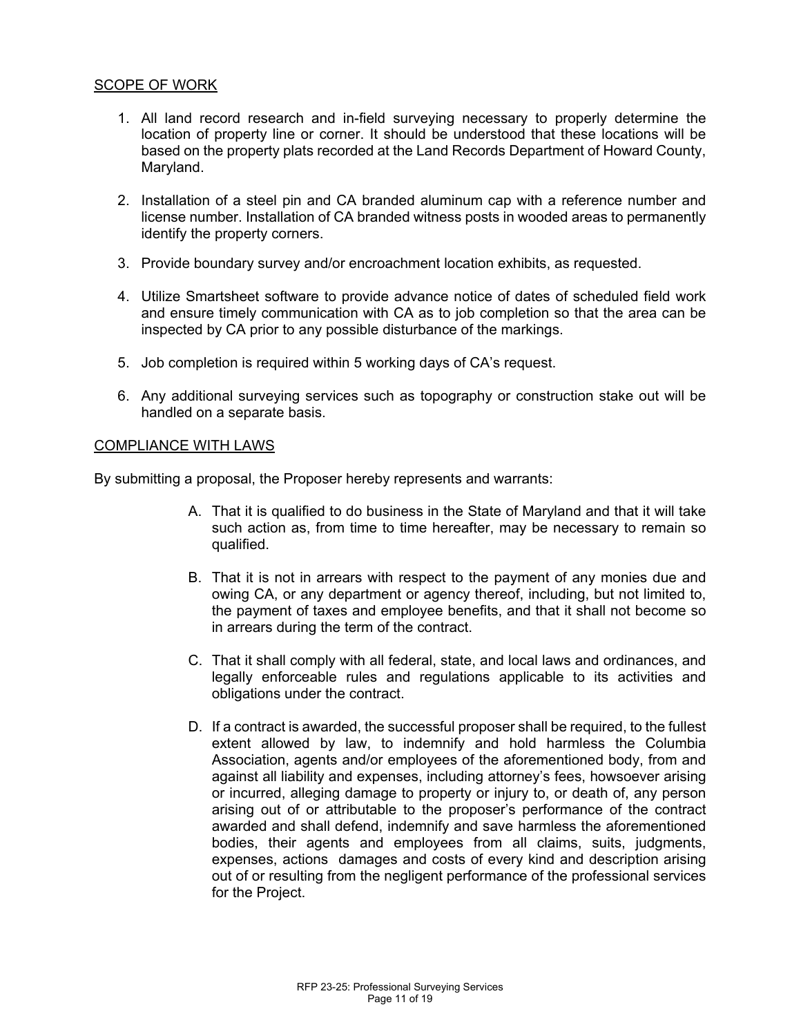## SCOPE OF WORK

1. All land record research and in-field surveying necessary to properly determine the location of property line or corner. It should be understood that these locations will be based on the property plats recorded at the Land Records Department of Howard County, Maryland.

2. Installation of a steel pin and CA branded aluminum cap with a reference number and license number. Installation of CA branded witness posts in wooded areas to permanently identify the property corners.

3. Provide boundary survey and/or encroachment location exhibits, as requested.

4. Utilize Smartsheet software to provide advance notice of dates of scheduled field work and ensure timely communication with CA as to job completion so that the area can be inspected by CA prior to any possible disturbance of the markings.

5. Job completion is required within 5 working days of CA's request.

6. Any additional surveying services such as topography or construction stake out will be handled on a separate basis.

## COMPLIANCE WITH LAWS

By submitting a proposal, the Proposer hereby represents and warrants:

A. That it is qualified to do business in the State of Maryland and that it will take such action as, from time to time hereafter, may be necessary to remain so qualified.

B. That it is not in arrears with respect to the payment of any monies due and owing CA, or any department or agency thereof, including, but not limited to, the payment of taxes and employee benefits, and that it shall not become so in arrears during the term of the contract.

C. That it shall comply with all federal, state, and local laws and ordinances, and legally enforceable rules and regulations applicable to its activities and obligations under the contract.

D. If a contract is awarded, the successful proposer shall be required, to the fullest extent allowed by law, to indemnify and hold harmless the Columbia Association, agents and/or employees of the aforementioned body, from and against all liability and expenses, including attorney's fees, howsoever arising or incurred, alleging damage to property or injury to, or death of, any person arising out of or attributable to the proposer's performance of the contract awarded and shall defend, indemnify and save harmless the aforementioned bodies, their agents and employees from all claims, suits, judgments, expenses, actions damages and costs of every kind and description arising out of or resulting from the negligent performance of the professional services for the Project.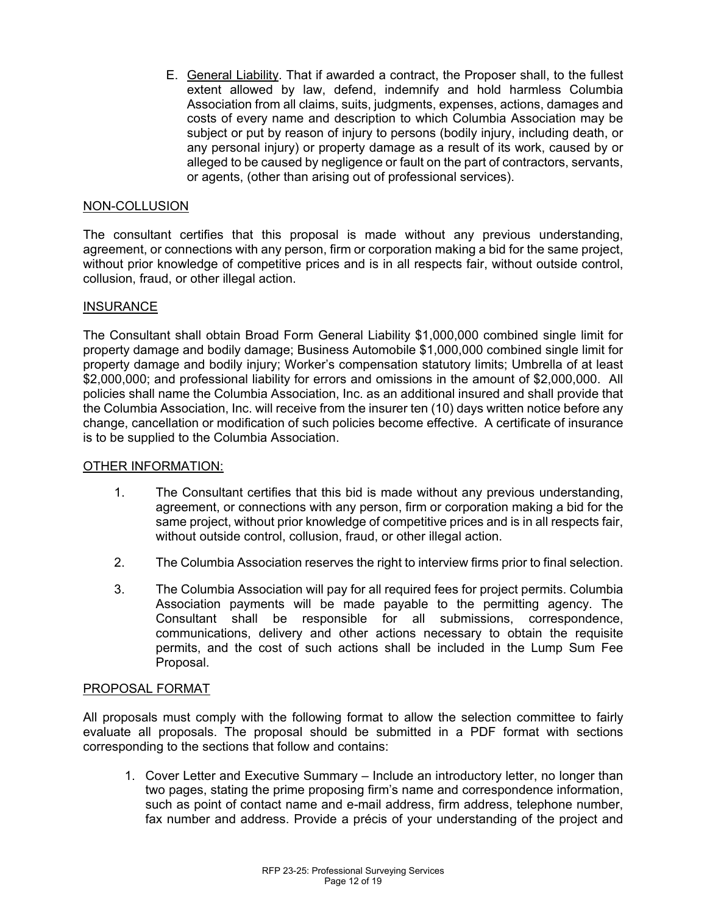E. <u>General Liability</u>. That if awarded a contract, the Proposer shall, to the fullest extent allowed by law, defend, indemnify and hold harmless Columbia Association from all claims, suits, judgments, expenses, actions, damages and costs of every name and description to which Columbia Association may be subject or put by reason of injury to persons (bodily injury, including death, or any personal injury) or property damage as a result of its work, caused by or alleged to be caused by negligence or fault on the part of contractors, servants, or agents, (other than arising out of professional services).

## NON-COLLUSION

The consultant certifies that this proposal is made without any previous understanding, agreement, or connections with any person, firm or corporation making a bid for the same project, without prior knowledge of competitive prices and is in all respects fair, without outside control, collusion, fraud, or other illegal action.

## INSURANCE

The Consultant shall obtain Broad Form General Liability $1,000,000 combined single limit for property damage and bodily damage; Business Automobile $1,000,000 combined single limit for property damage and bodily injury; Worker's compensation statutory limits; Umbrella of at least $2,000,000; and professional liability for errors and omissions in the amount of $2,000,000. All policies shall name the Columbia Association, Inc. as an additional insured and shall provide that the Columbia Association, Inc. will receive from the insurer ten (10) days written notice before any change, cancellation or modification of such policies become effective. A certificate of insurance is to be supplied to the Columbia Association.

## OTHER INFORMATION:

1. The Consultant certifies that this bid is made without any previous understanding, agreement, or connections with any person, firm or corporation making a bid for the same project, without prior knowledge of competitive prices and is in all respects fair, without outside control, collusion, fraud, or other illegal action.

2. The Columbia Association reserves the right to interview firms prior to final selection.

3. The Columbia Association will pay for all required fees for project permits. Columbia Association payments will be made payable to the permitting agency. The Consultant shall be responsible for all submissions, correspondence, communications, delivery and other actions necessary to obtain the requisite permits, and the cost of such actions shall be included in the Lump Sum Fee Proposal.

## PROPOSAL FORMAT

All proposals must comply with the following format to allow the selection committee to fairly evaluate all proposals. The proposal should be submitted in a PDF format with sections corresponding to the sections that follow and contains:

1. Cover Letter and Executive Summary – Include an introductory letter, no longer than two pages, stating the prime proposing firm's name and correspondence information, such as point of contact name and e-mail address, firm address, telephone number, fax number and address. Provide a précis of your understanding of the project and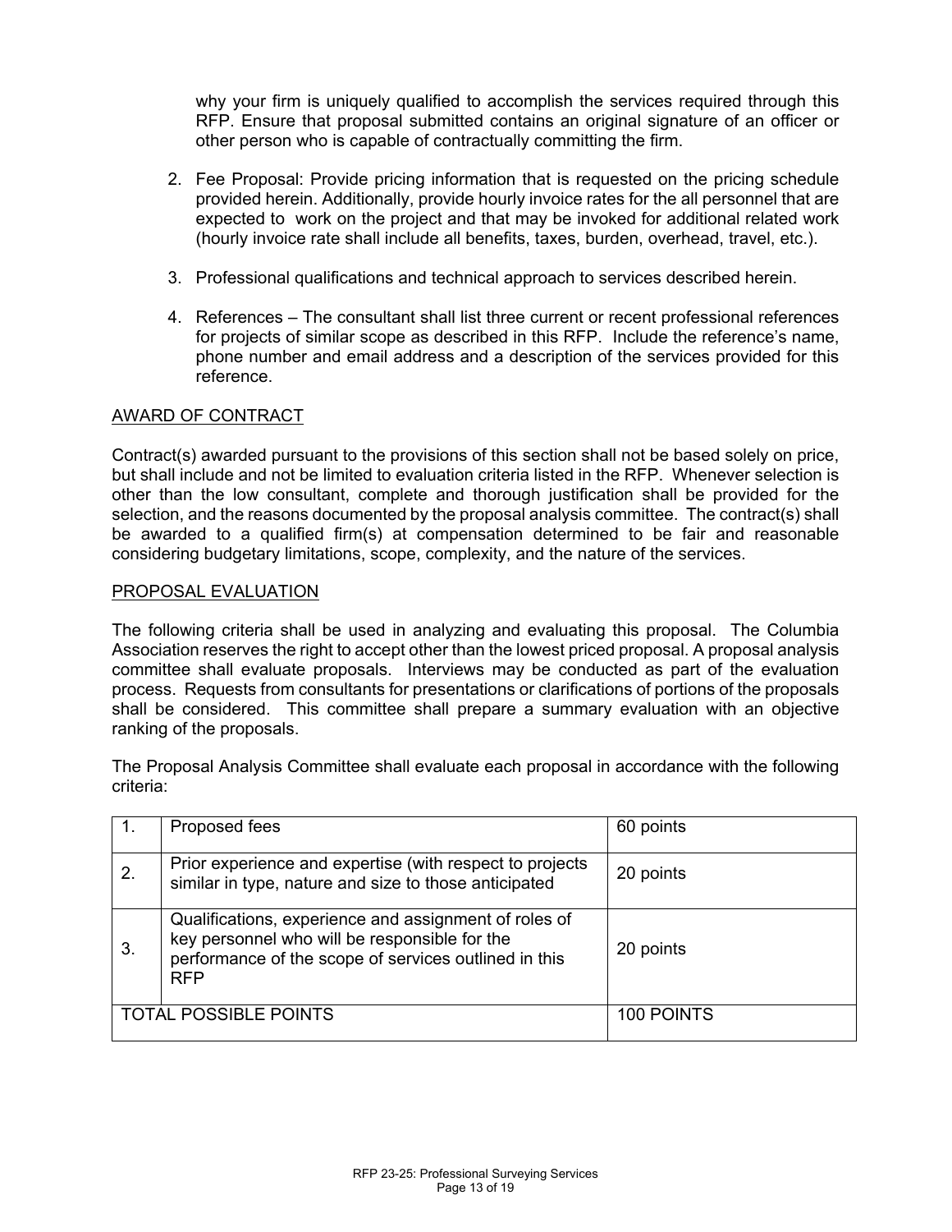why your firm is uniquely qualified to accomplish the services required through this RFP. Ensure that proposal submitted contains an original signature of an officer or other person who is capable of contractually committing the firm.

2. Fee Proposal: Provide pricing information that is requested on the pricing schedule provided herein. Additionally, provide hourly invoice rates for the all personnel that are expected to work on the project and that may be invoked for additional related work (hourly invoice rate shall include all benefits, taxes, burden, overhead, travel, etc.).

3. Professional qualifications and technical approach to services described herein.

4. References – The consultant shall list three current or recent professional references for projects of similar scope as described in this RFP. Include the reference's name, phone number and email address and a description of the services provided for this reference.

## AWARD OF CONTRACT

Contract(s) awarded pursuant to the provisions of this section shall not be based solely on price, but shall include and not be limited to evaluation criteria listed in the RFP. Whenever selection is other than the low consultant, complete and thorough justification shall be provided for the selection, and the reasons documented by the proposal analysis committee. The contract(s) shall be awarded to a qualified firm(s) at compensation determined to be fair and reasonable considering budgetary limitations, scope, complexity, and the nature of the services.

## PROPOSAL EVALUATION

The following criteria shall be used in analyzing and evaluating this proposal. The Columbia Association reserves the right to accept other than the lowest priced proposal. A proposal analysis committee shall evaluate proposals. Interviews may be conducted as part of the evaluation process. Requests from consultants for presentations or clarifications of portions of the proposals shall be considered. This committee shall prepare a summary evaluation with an objective ranking of the proposals.

The Proposal Analysis Committee shall evaluate each proposal in accordance with the following criteria:

| | | |
|---|---|---|
| 1. | Proposed fees | 60 points |
| 2. | Prior experience and expertise (with respect to projects similar in type, nature and size to those anticipated | 20 points |
| 3. | Qualifications, experience and assignment of roles of key personnel who will be responsible for the performance of the scope of services outlined in this RFP | 20 points |
| TOTAL POSSIBLE POINTS | | 100 POINTS |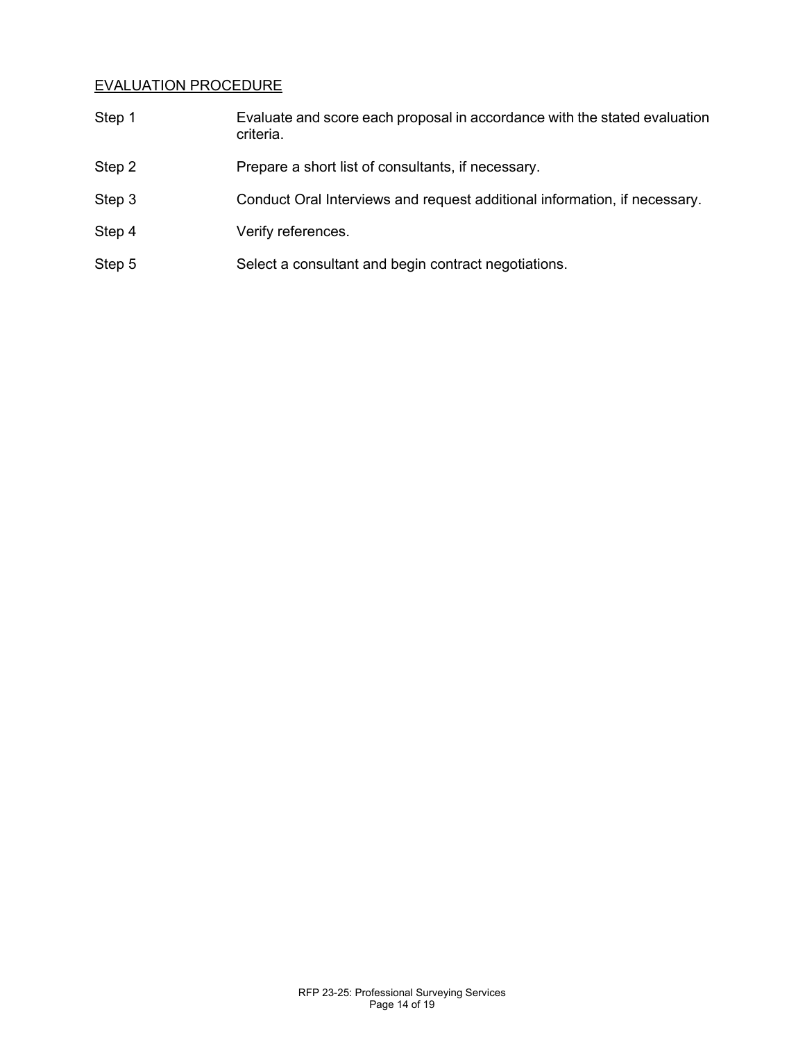## EVALUATION PROCEDURE

| | |
|---|---|
| Step 1 | Evaluate and score each proposal in accordance with the stated evaluation criteria. |
| Step 2 | Prepare a short list of consultants, if necessary. |
| Step 3 | Conduct Oral Interviews and request additional information, if necessary. |
| Step 4 | Verify references. |
| Step 5 | Select a consultant and begin contract negotiations. |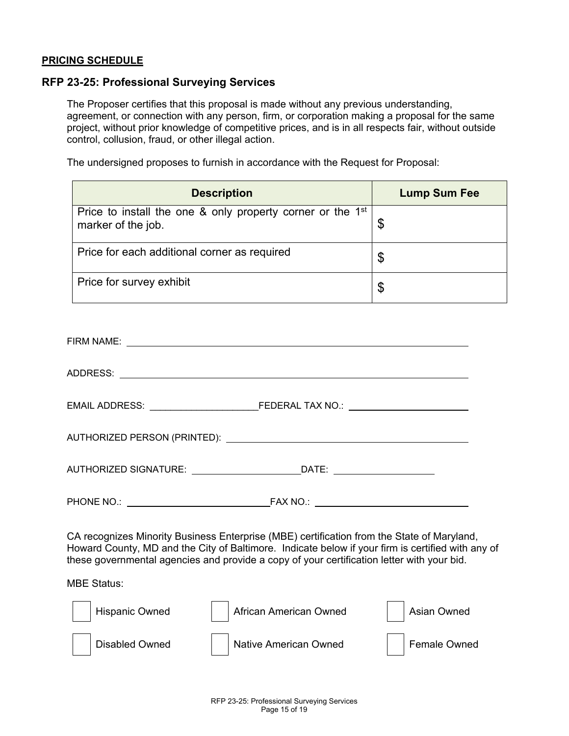**PRICING SCHEDULE**

## RFP 23-25: Professional Surveying Services

The Proposer certifies that this proposal is made without any previous understanding, agreement, or connection with any person, firm, or corporation making a proposal for the same project, without prior knowledge of competitive prices, and is in all respects fair, without outside control, collusion, fraud, or other illegal action.

The undersigned proposes to furnish in accordance with the Request for Proposal:

| Description | Lump Sum Fee |
|---|---|
| Price to install the one & only property corner or the 1st marker of the job. | $ |
| Price for each additional corner as required | $ |
| Price for survey exhibit | $ |

FIRM NAME: ______________________________________________

ADDRESS: ______________________________________________

EMAIL ADDRESS: ____________________ FEDERAL TAX NO.: ______________________

AUTHORIZED PERSON (PRINTED): ______________________________________________

AUTHORIZED SIGNATURE: ____________________ DATE: ___________________

PHONE NO.: ___________________________ FAX NO.: _____________________________

CA recognizes Minority Business Enterprise (MBE) certification from the State of Maryland, Howard County, MD and the City of Baltimore. Indicate below if your firm is certified with any of these governmental agencies and provide a copy of your certification letter with your bid.

MBE Status:

- [ ] Hispanic Owned
- [ ] African American Owned
- [ ] Asian Owned
- [ ] Disabled Owned
- [ ] Native American Owned
- [ ] Female Owned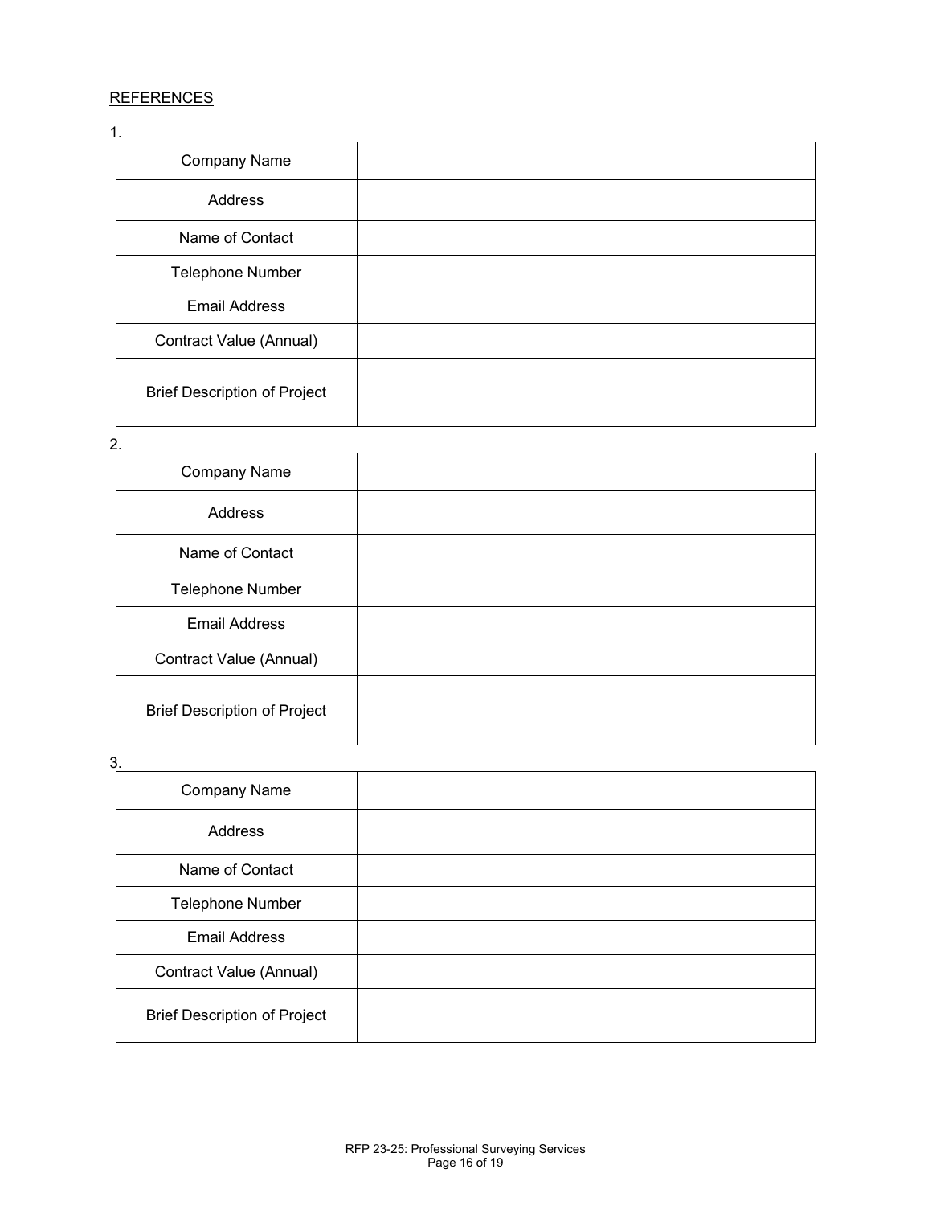REFERENCES

1.

| Company Name | |
|---|---|
| Address | |
| Name of Contact | |
| Telephone Number | |
| Email Address | |
| Contract Value (Annual) | |
| Brief Description of Project | |

2.

| Company Name | |
|---|---|
| Address | |
| Name of Contact | |
| Telephone Number | |
| Email Address | |
| Contract Value (Annual) | |
| Brief Description of Project | |

3.

| Company Name | |
|---|---|
| Address | |
| Name of Contact | |
| Telephone Number | |
| Email Address | |
| Contract Value (Annual) | |
| Brief Description of Project | |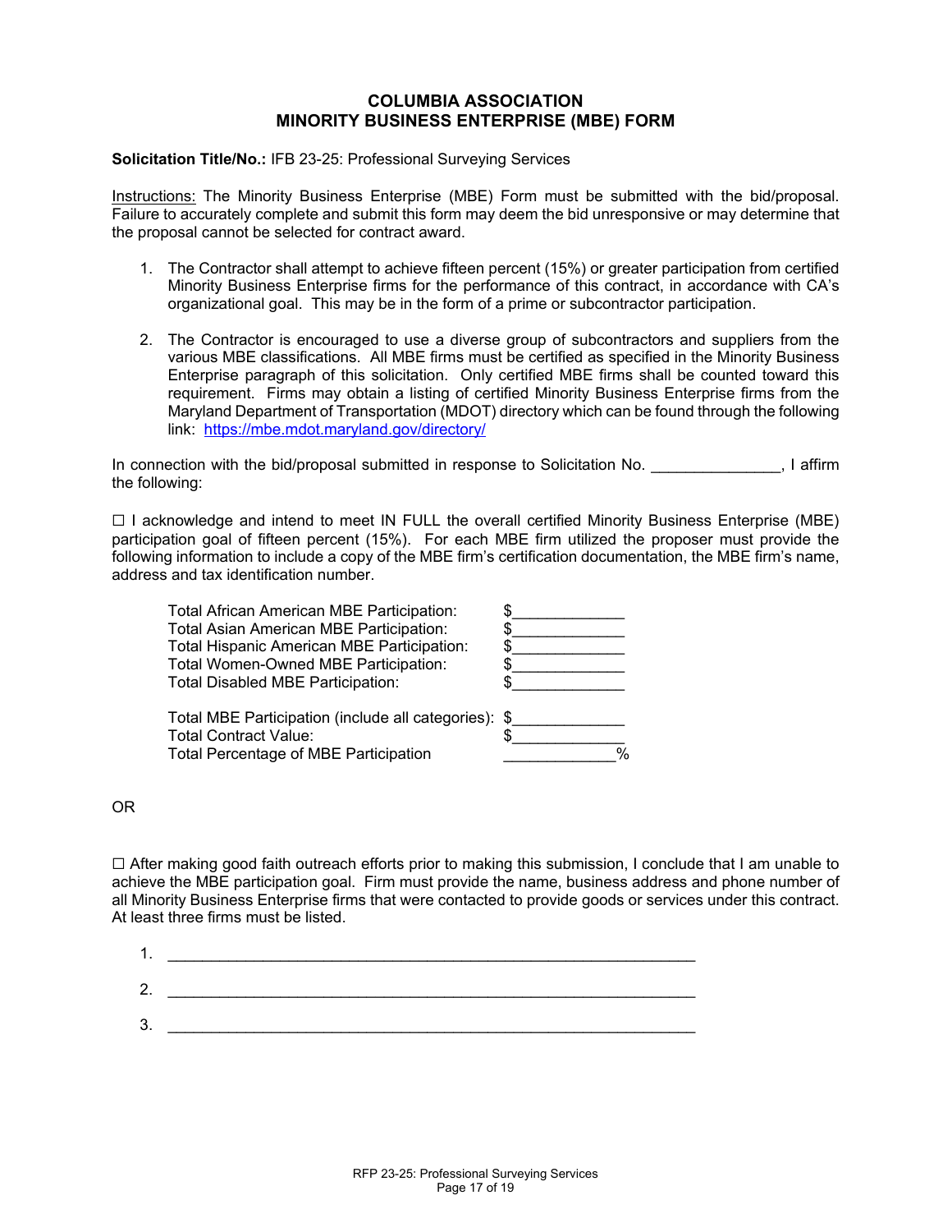## COLUMBIA ASSOCIATION
## MINORITY BUSINESS ENTERPRISE (MBE) FORM

**Solicitation Title/No.:** IFB 23-25: Professional Surveying Services

Instructions: The Minority Business Enterprise (MBE) Form must be submitted with the bid/proposal. Failure to accurately complete and submit this form may deem the bid unresponsive or may determine that the proposal cannot be selected for contract award.

1. The Contractor shall attempt to achieve fifteen percent (15%) or greater participation from certified Minority Business Enterprise firms for the performance of this contract, in accordance with CA's organizational goal. This may be in the form of a prime or subcontractor participation.

2. The Contractor is encouraged to use a diverse group of subcontractors and suppliers from the various MBE classifications. All MBE firms must be certified as specified in the Minority Business Enterprise paragraph of this solicitation. Only certified MBE firms shall be counted toward this requirement. Firms may obtain a listing of certified Minority Business Enterprise firms from the Maryland Department of Transportation (MDOT) directory which can be found through the following link: https://mbe.mdot.maryland.gov/directory/

In connection with the bid/proposal submitted in response to Solicitation No. _______________, I affirm the following:

☐ I acknowledge and intend to meet IN FULL the overall certified Minority Business Enterprise (MBE) participation goal of fifteen percent (15%). For each MBE firm utilized the proposer must provide the following information to include a copy of the MBE firm's certification documentation, the MBE firm's name, address and tax identification number.

Total African American MBE Participation: $_____________
Total Asian American MBE Participation: $_____________
Total Hispanic American MBE Participation: $_____________
Total Women-Owned MBE Participation: $_____________
Total Disabled MBE Participation: $_____________

Total MBE Participation (include all categories): $_____________
Total Contract Value: $_____________
Total Percentage of MBE Participation _____________%

OR

☐ After making good faith outreach efforts prior to making this submission, I conclude that I am unable to achieve the MBE participation goal. Firm must provide the name, business address and phone number of all Minority Business Enterprise firms that were contacted to provide goods or services under this contract. At least three firms must be listed.

1. _______________________________________________________________

2. _______________________________________________________________

3. _______________________________________________________________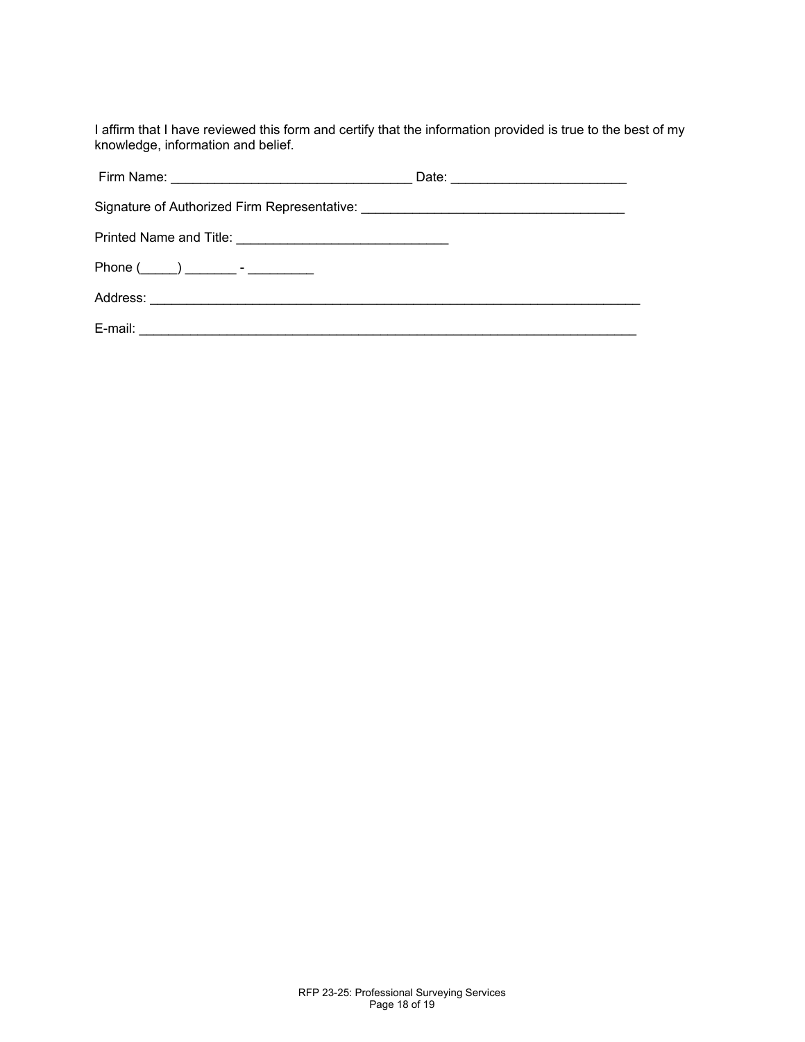I affirm that I have reviewed this form and certify that the information provided is true to the best of my knowledge, information and belief.

Firm Name: ________________________________ Date: _______________________

Signature of Authorized Firm Representative: ___________________________________

Printed Name and Title: ____________________________

Phone (_____) _______ - _________

Address: _________________________________________________________________

E-mail: __________________________________________________________________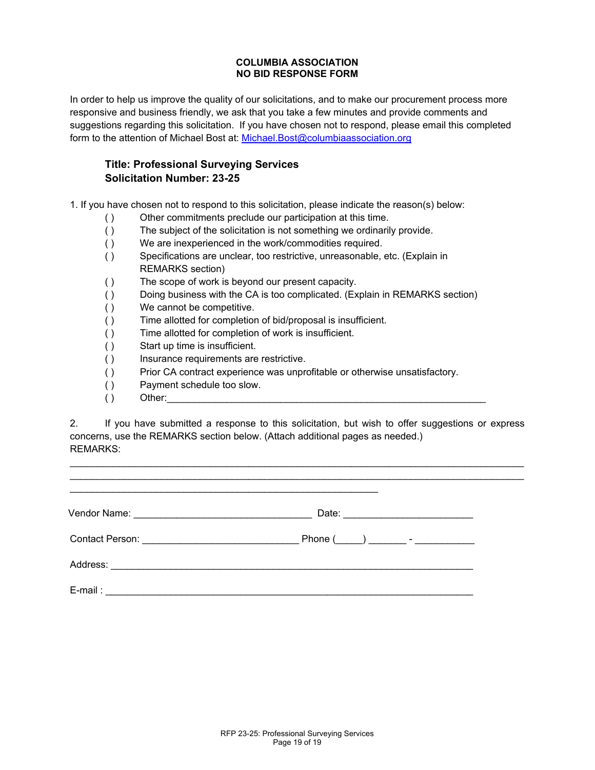**COLUMBIA ASSOCIATION**
**NO BID RESPONSE FORM**

In order to help us improve the quality of our solicitations, and to make our procurement process more responsive and business friendly, we ask that you take a few minutes and provide comments and suggestions regarding this solicitation. If you have chosen not to respond, please email this completed form to the attention of Michael Bost at: Michael.Bost@columbiaassociation.org

**Title: Professional Surveying Services**
**Solicitation Number: 23-25**

1. If you have chosen not to respond to this solicitation, please indicate the reason(s) below:

( ) Other commitments preclude our participation at this time.
( ) The subject of the solicitation is not something we ordinarily provide.
( ) We are inexperienced in the work/commodities required.
( ) Specifications are unclear, too restrictive, unreasonable, etc. (Explain in REMARKS section)
( ) The scope of work is beyond our present capacity.
( ) Doing business with the CA is too complicated. (Explain in REMARKS section)
( ) We cannot be competitive.
( ) Time allotted for completion of bid/proposal is insufficient.
( ) Time allotted for completion of work is insufficient.
( ) Start up time is insufficient.
( ) Insurance requirements are restrictive.
( ) Prior CA contract experience was unprofitable or otherwise unsatisfactory.
( ) Payment schedule too slow.
( ) Other:_____________________________________________________________

2. If you have submitted a response to this solicitation, but wish to offer suggestions or express concerns, use the REMARKS section below. (Attach additional pages as needed.)

REMARKS:

_____________________________________________________________________________________
_____________________________________________________________________________________
__________________________________________________________

Vendor Name: _________________________________ Date: ________________________

Contact Person: _____________________________ Phone (_____) _______ - ___________

Address: ____________________________________________________________________

E-mail : _____________________________________________________________________